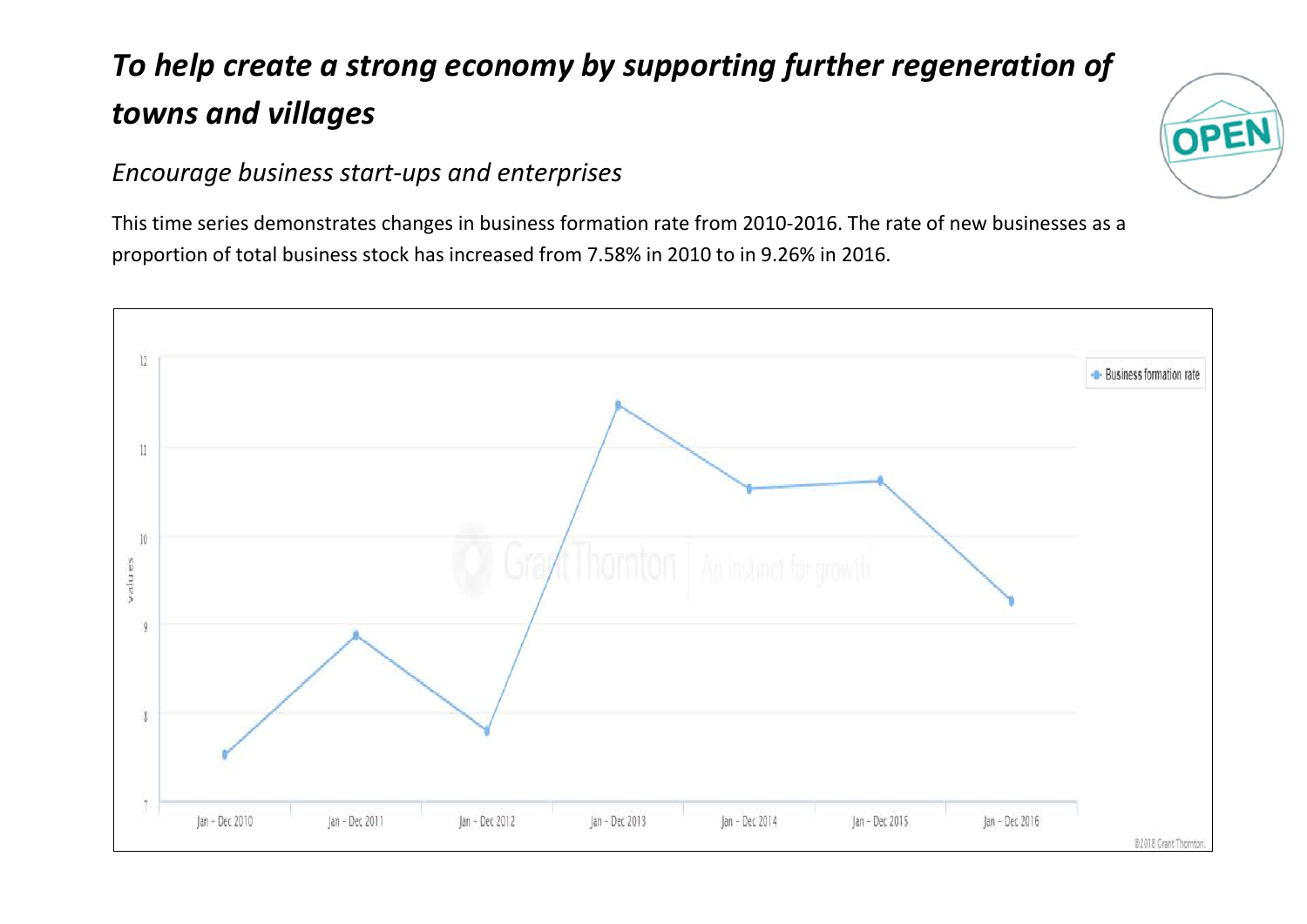# *To help create a strong economy by supporting further regeneration of towns and villages*

## *Encourage business start-ups and enterprises*

This time series demonstrates changes in business formation rate from 2010-2016. The rate of new businesses as a proportion of total business stock has increased from 7.58% in 2010 to in 9.26% in 2016.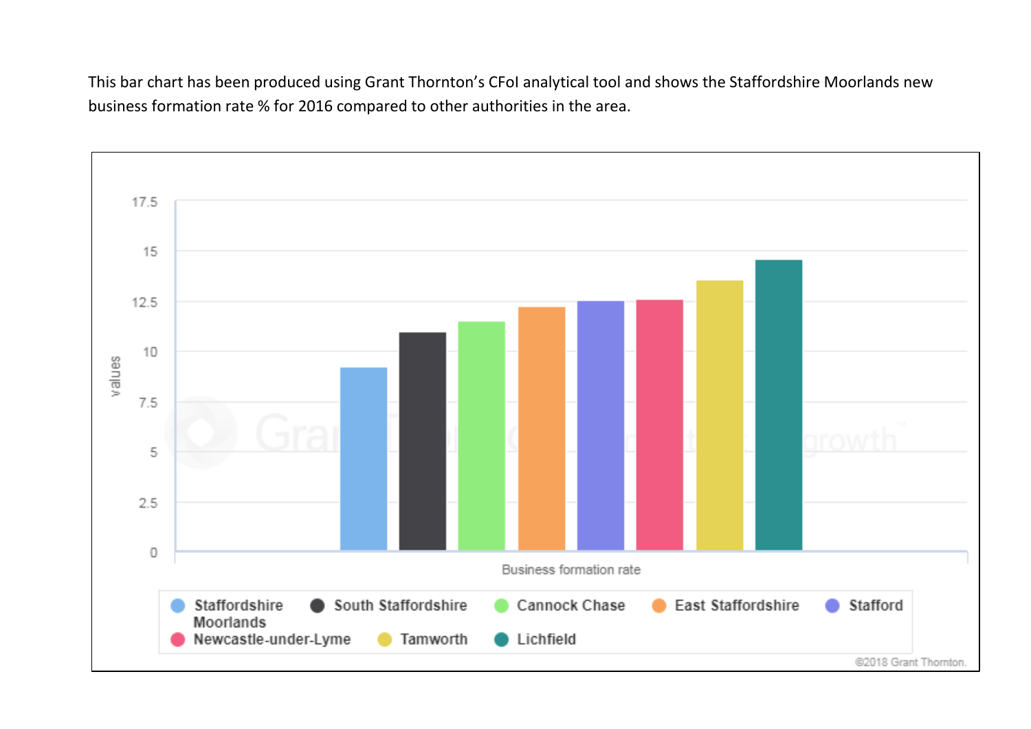This bar chart has been produced using Grant Thornton's CFoI analytical tool and shows the Staffordshire Moorlands new business formation rate % for 2016 compared to other authorities in the area.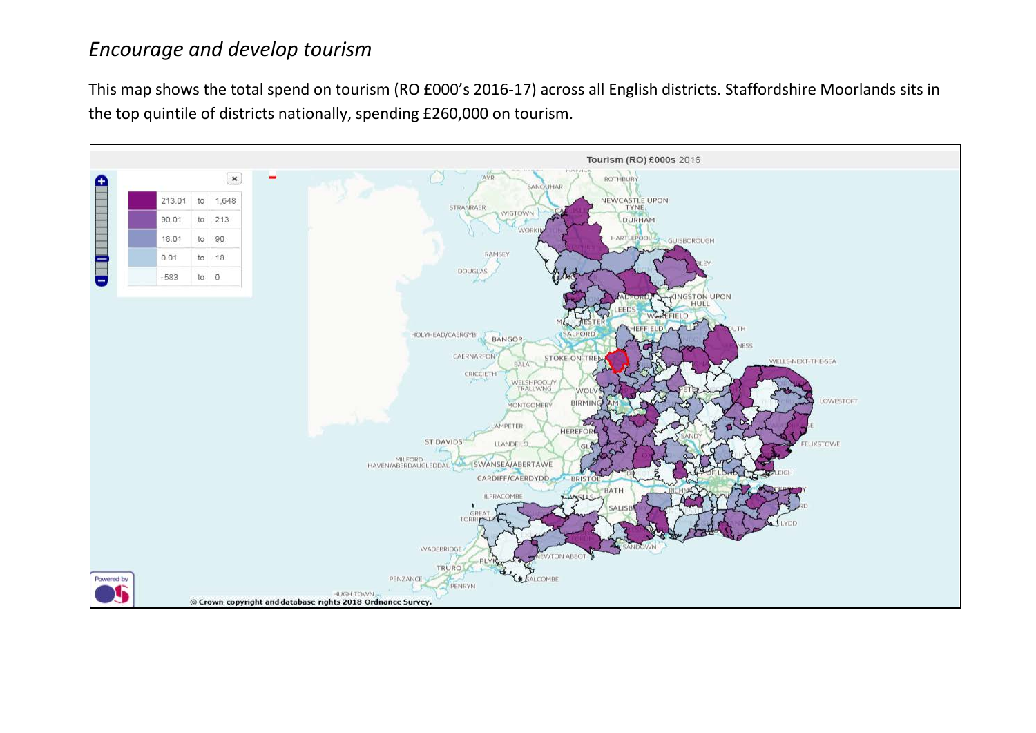*Encourage and develop tourism*

This map shows the total spend on tourism (RO £000's 2016-17) across all English districts. Staffordshire Moorlands sits in the top quintile of districts nationally, spending £260,000 on tourism.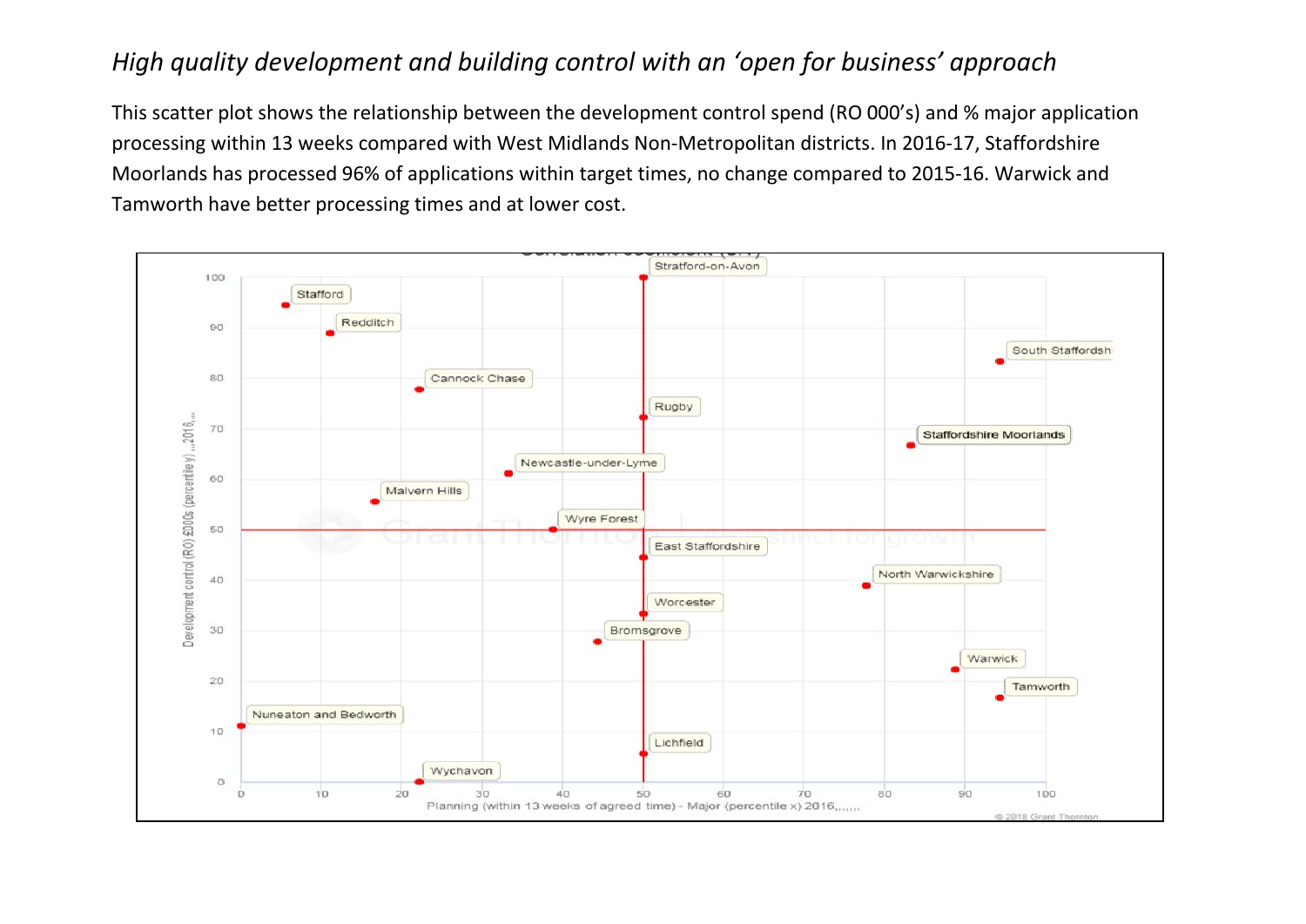## *High quality development and building control with an 'open for business' approach*

This scatter plot shows the relationship between the development control spend (RO 000's) and % major application processing within 13 weeks compared with West Midlands Non-Metropolitan districts. In 2016-17, Staffordshire Moorlands has processed 96% of applications within target times, no change compared to 2015-16. Warwick and Tamworth have better processing times and at lower cost.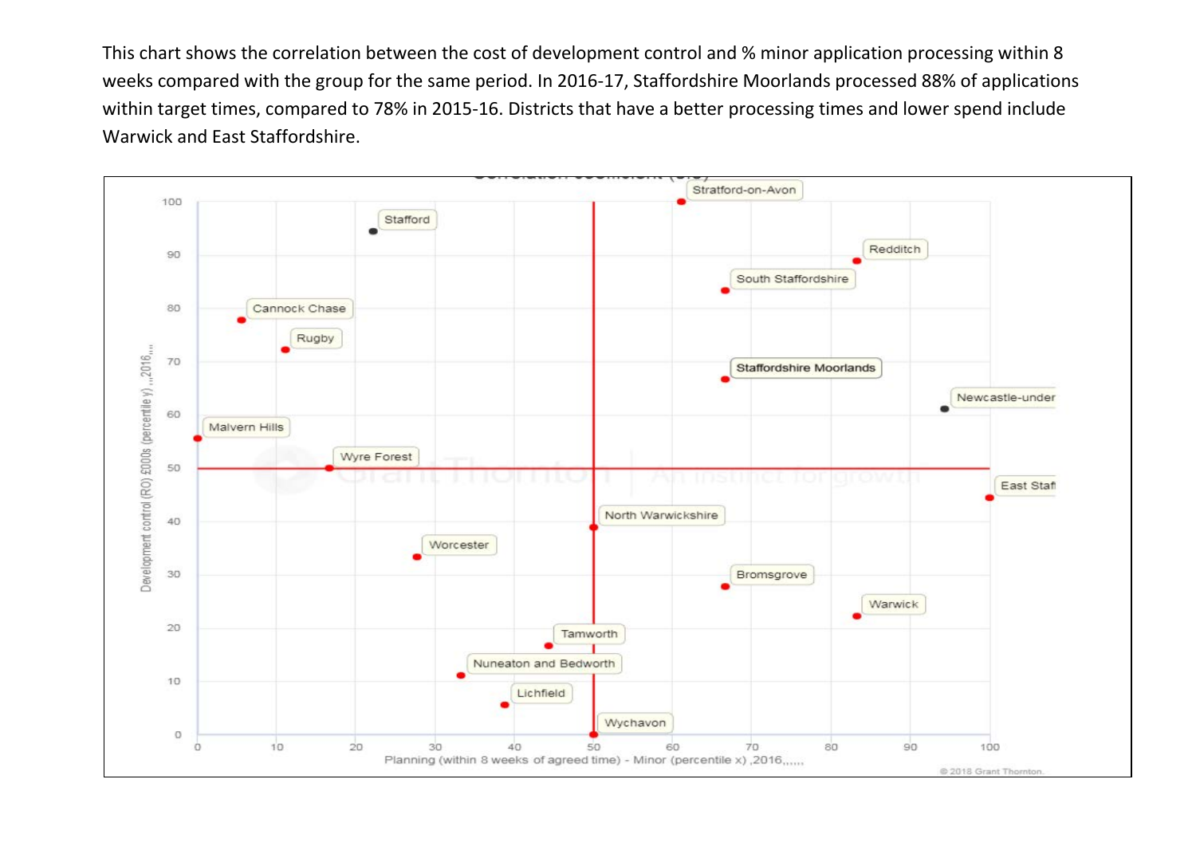This chart shows the correlation between the cost of development control and % minor application processing within 8 weeks compared with the group for the same period. In 2016-17, Staffordshire Moorlands processed 88% of applications within target times, compared to 78% in 2015-16. Districts that have a better processing times and lower spend include Warwick and East Staffordshire.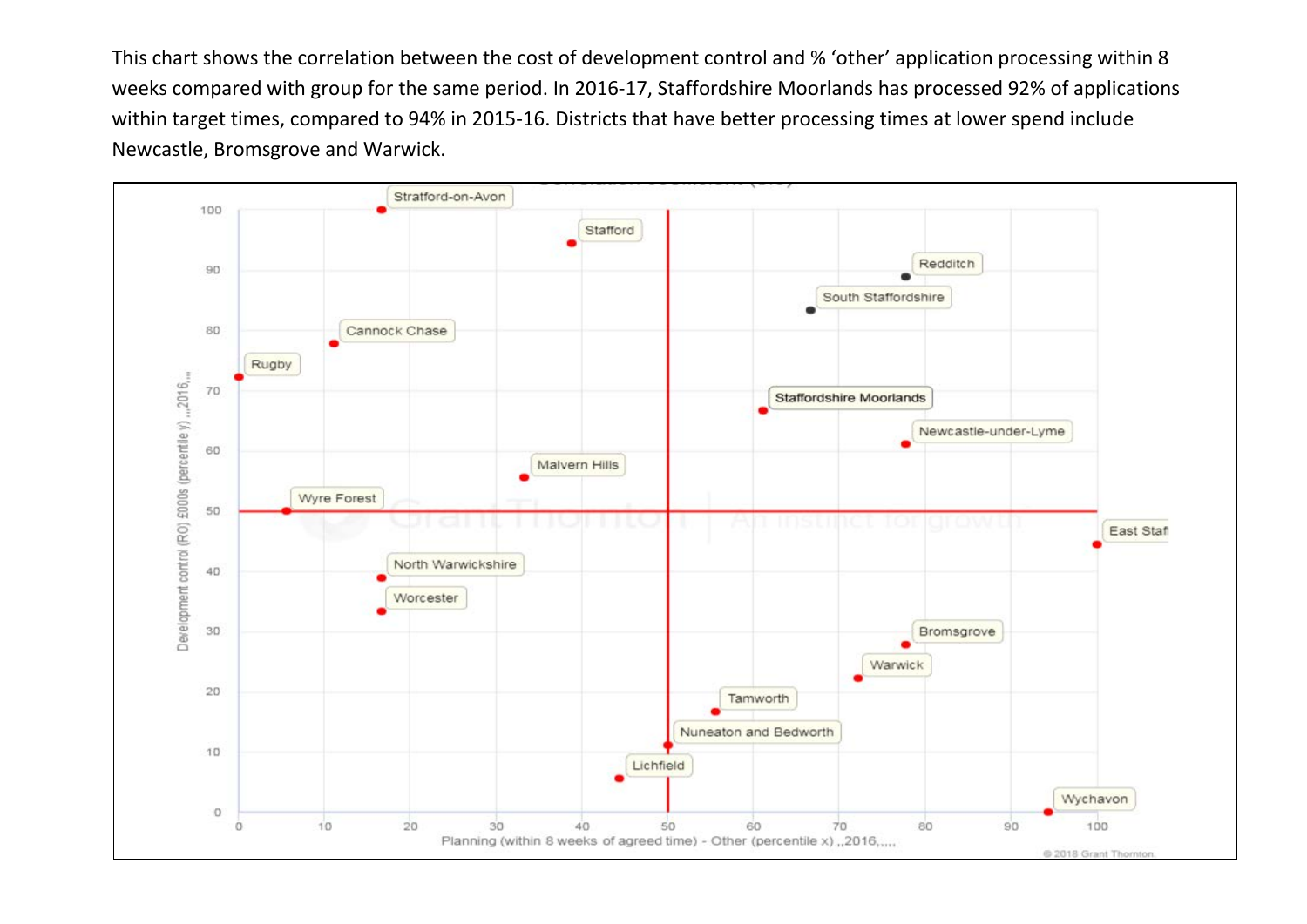This chart shows the correlation between the cost of development control and % 'other' application processing within 8 weeks compared with group for the same period. In 2016-17, Staffordshire Moorlands has processed 92% of applications within target times, compared to 94% in 2015-16. Districts that have better processing times at lower spend include Newcastle, Bromsgrove and Warwick.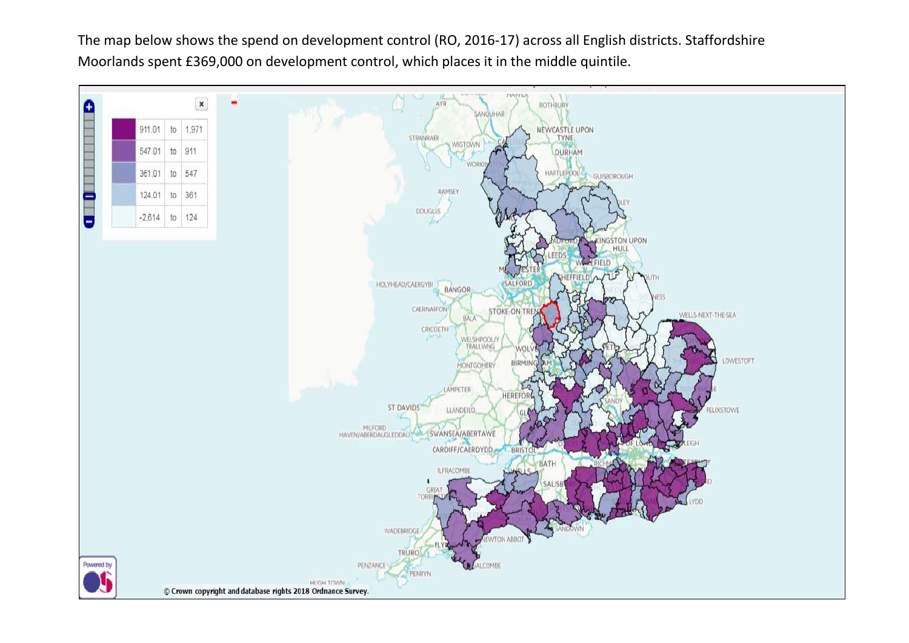The map below shows the spend on development control (RO, 2016-17) across all English districts. Staffordshire Moorlands spent £369,000 on development control, which places it in the middle quintile.

911.01 to 1,971
547.01 to 911
361.01 to 547
124.01 to 361
-2,614 to 124

© Crown copyright and database rights 2018 Ordnance Survey.